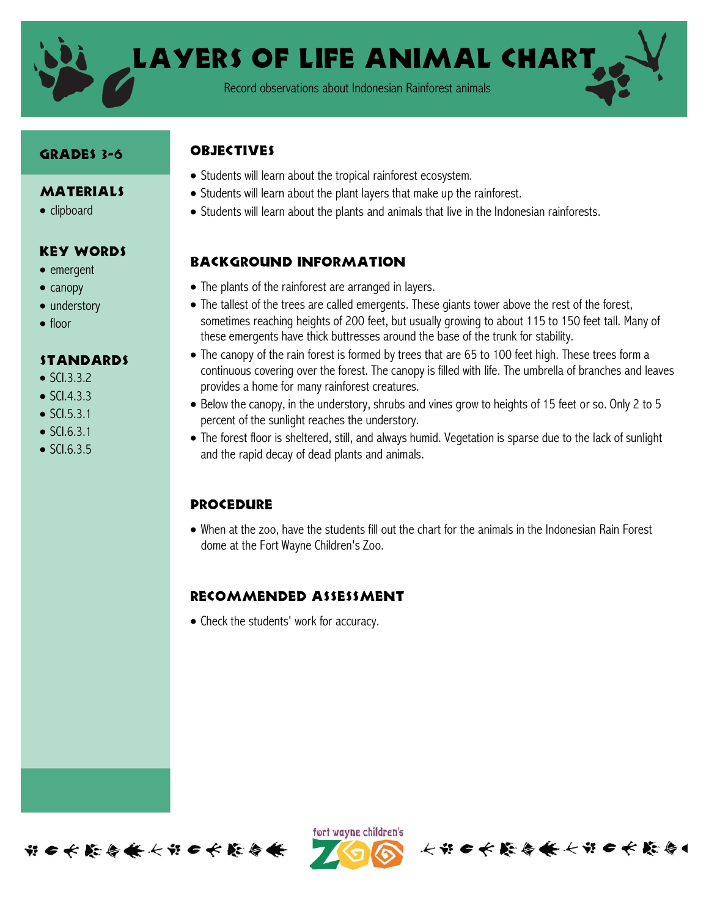# Layers of Life Animal Chart

Record observations about Indonesian Rainforest animals

## Grades 3-6

## Materials

- clipboard

## Key Words

- emergent
- canopy
- understory
- floor

## Standards

- SCI.3.3.2
- SCI.4.3.3
- SCI.5.3.1
- SCI.6.3.1
- SCI.6.3.5

## Objectives

- Students will learn about the tropical rainforest ecosystem.
- Students will learn about the plant layers that make up the rainforest.
- Students will learn about the plants and animals that live in the Indonesian rainforests.

## Background Information

- The plants of the rainforest are arranged in layers.
- The tallest of the trees are called emergents. These giants tower above the rest of the forest, sometimes reaching heights of 200 feet, but usually growing to about 115 to 150 feet tall. Many of these emergents have thick buttresses around the base of the trunk for stability.
- The canopy of the rain forest is formed by trees that are 65 to 100 feet high. These trees form a continuous covering over the forest. The canopy is filled with life. The umbrella of branches and leaves provides a home for many rainforest creatures.
- Below the canopy, in the understory, shrubs and vines grow to heights of 15 feet or so. Only 2 to 5 percent of the sunlight reaches the understory.
- The forest floor is sheltered, still, and always humid. Vegetation is sparse due to the lack of sunlight and the rapid decay of dead plants and animals.

## Procedure

- When at the zoo, have the students fill out the chart for the animals in the Indonesian Rain Forest dome at the Fort Wayne Children's Zoo.

## Recommended Assessment

- Check the students' work for accuracy.

fort wayne children's Zoo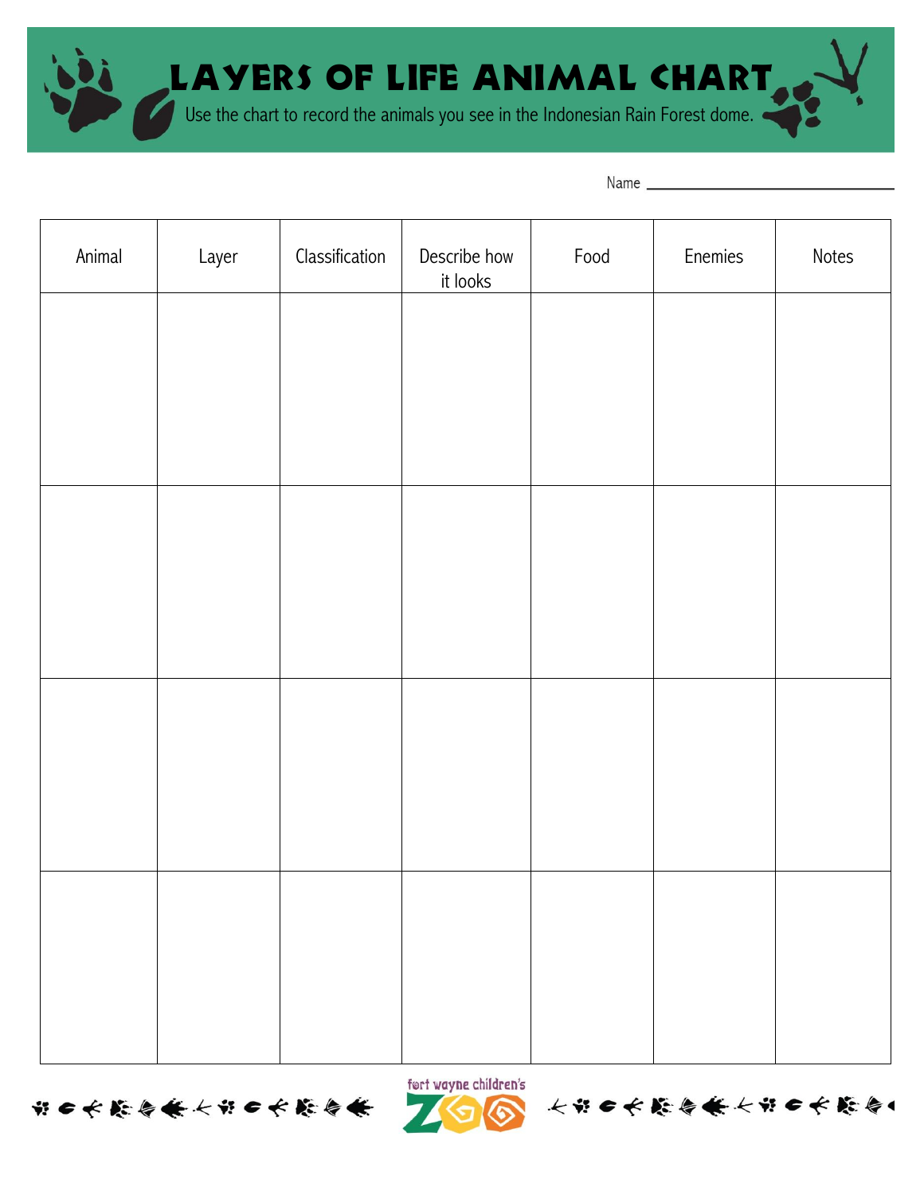# LAYERS OF LIFE ANIMAL CHART

Use the chart to record the animals you see in the Indonesian Rain Forest dome.

Name ______________________________

| Animal | Layer | Classification | Describe how it looks | Food | Enemies | Notes |
|---|---|---|---|---|---|---|
| | | | | | | |
| | | | | | | |
| | | | | | | |
| | | | | | | |

fort wayne children's ZOO